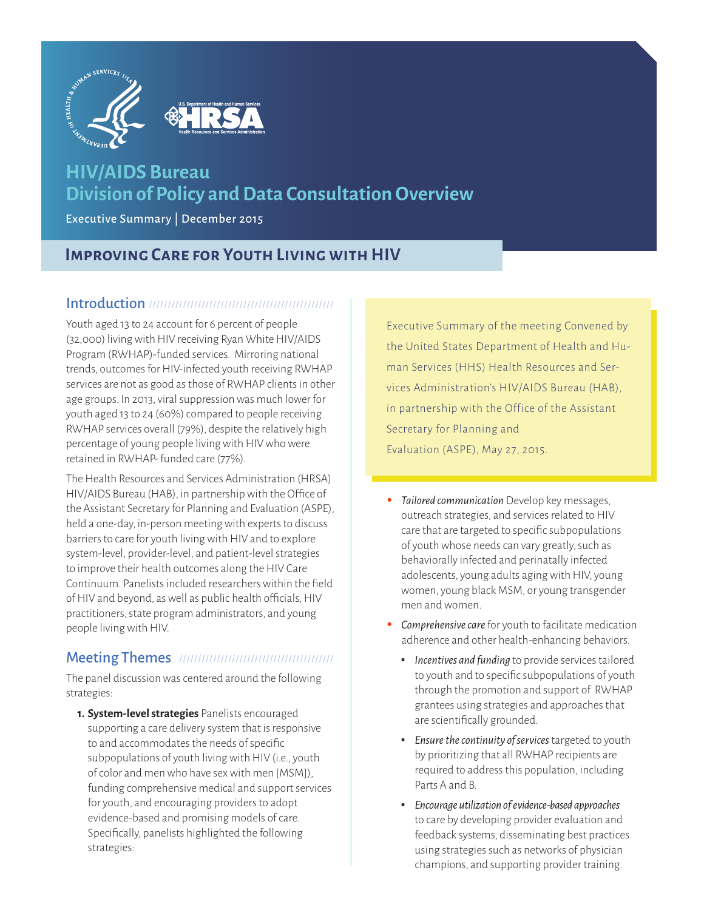# HIV/AIDS Bureau Division of Policy and Data Consultation Overview

Executive Summary | December 2015

## Improving Care for Youth Living with HIV

### Introduction

Youth aged 13 to 24 account for 6 percent of people (32,000) living with HIV receiving Ryan White HIV/AIDS Program (RWHAP)-funded services. Mirroring national trends, outcomes for HIV-infected youth receiving RWHAP services are not as good as those of RWHAP clients in other age groups. In 2013, viral suppression was much lower for youth aged 13 to 24 (60%) compared to people receiving RWHAP services overall (79%), despite the relatively high percentage of young people living with HIV who were retained in RWHAP- funded care (77%).

The Health Resources and Services Administration (HRSA) HIV/AIDS Bureau (HAB), in partnership with the Office of the Assistant Secretary for Planning and Evaluation (ASPE), held a one-day, in-person meeting with experts to discuss barriers to care for youth living with HIV and to explore system-level, provider-level, and patient-level strategies to improve their health outcomes along the HIV Care Continuum. Panelists included researchers within the field of HIV and beyond, as well as public health officials, HIV practitioners, state program administrators, and young people living with HIV.

### Meeting Themes

The panel discussion was centered around the following strategies:

1. **System-level strategies** Panelists encouraged supporting a care delivery system that is responsive to and accommodates the needs of specific subpopulations of youth living with HIV (i.e., youth of color and men who have sex with men [MSM]), funding comprehensive medical and support services for youth, and encouraging providers to adopt evidence-based and promising models of care. Specifically, panelists highlighted the following strategies:

> Executive Summary of the meeting Convened by the United States Department of Health and Human Services (HHS) Health Resources and Services Administration's HIV/AIDS Bureau (HAB), in partnership with the Office of the Assistant Secretary for Planning and Evaluation (ASPE), May 27, 2015.

- *Tailored communication* Develop key messages, outreach strategies, and services related to HIV care that are targeted to specific subpopulations of youth whose needs can vary greatly, such as behaviorally infected and perinatally infected adolescents, young adults aging with HIV, young women, young black MSM, or young transgender men and women.
- *Comprehensive care* for youth to facilitate medication adherence and other health-enhancing behaviors.
  - *Incentives and funding* to provide services tailored to youth and to specific subpopulations of youth through the promotion and support of RWHAP grantees using strategies and approaches that are scientifically grounded.
  - *Ensure the continuity of services* targeted to youth by prioritizing that all RWHAP recipients are required to address this population, including Parts A and B.
  - *Encourage utilization of evidence-based approaches* to care by developing provider evaluation and feedback systems, disseminating best practices using strategies such as networks of physician champions, and supporting provider training.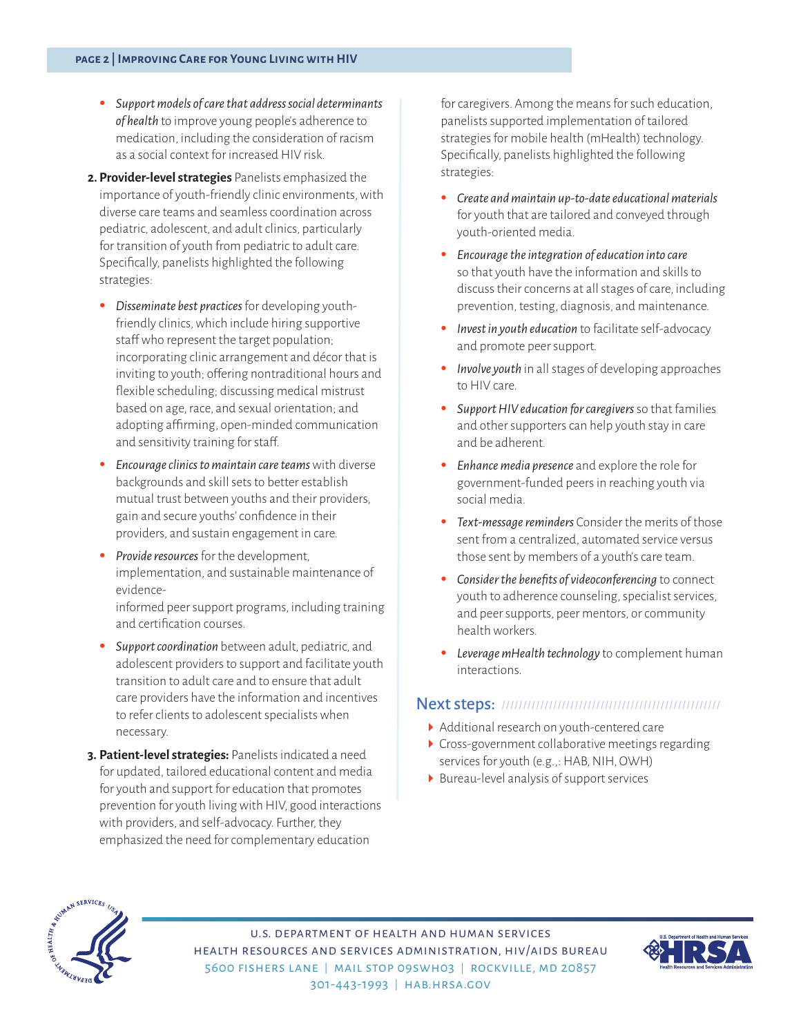- *Support models of care that address social determinants of health* to improve young people's adherence to medication, including the consideration of racism as a social context for increased HIV risk.

2. **Provider-level strategies** Panelists emphasized the importance of youth-friendly clinic environments, with diverse care teams and seamless coordination across pediatric, adolescent, and adult clinics, particularly for transition of youth from pediatric to adult care. Specifically, panelists highlighted the following strategies:

   - *Disseminate best practices* for developing youth-friendly clinics, which include hiring supportive staff who represent the target population; incorporating clinic arrangement and décor that is inviting to youth; offering nontraditional hours and flexible scheduling; discussing medical mistrust based on age, race, and sexual orientation; and adopting affirming, open-minded communication and sensitivity training for staff.
   - *Encourage clinics to maintain care teams* with diverse backgrounds and skill sets to better establish mutual trust between youths and their providers, gain and secure youths' confidence in their providers, and sustain engagement in care.
   - *Provide resources* for the development, implementation, and sustainable maintenance of evidence-informed peer support programs, including training and certification courses.
   - *Support coordination* between adult, pediatric, and adolescent providers to support and facilitate youth transition to adult care and to ensure that adult care providers have the information and incentives to refer clients to adolescent specialists when necessary.

3. **Patient-level strategies:** Panelists indicated a need for updated, tailored educational content and media for youth and support for education that promotes prevention for youth living with HIV, good interactions with providers, and self-advocacy. Further, they emphasized the need for complementary education for caregivers. Among the means for such education, panelists supported implementation of tailored strategies for mobile health (mHealth) technology. Specifically, panelists highlighted the following strategies:

   - *Create and maintain up-to-date educational materials* for youth that are tailored and conveyed through youth-oriented media.
   - *Encourage the integration of education into care* so that youth have the information and skills to discuss their concerns at all stages of care, including prevention, testing, diagnosis, and maintenance.
   - *Invest in youth education* to facilitate self-advocacy and promote peer support.
   - *Involve youth* in all stages of developing approaches to HIV care.
   - *Support HIV education for caregivers* so that families and other supporters can help youth stay in care and be adherent.
   - *Enhance media presence* and explore the role for government-funded peers in reaching youth via social media.
   - *Text-message reminders* Consider the merits of those sent from a centralized, automated service versus those sent by members of a youth's care team.
   - *Consider the benefits of videoconferencing* to connect youth to adherence counseling, specialist services, and peer supports, peer mentors, or community health workers.
   - *Leverage mHealth technology* to complement human interactions.

## Next steps:

- Additional research on youth-centered care
- Cross-government collaborative meetings regarding services for youth (e.g.,: HAB, NIH, OWH)
- Bureau-level analysis of support services

U.S. DEPARTMENT OF HEALTH AND HUMAN SERVICES
HEALTH RESOURCES AND SERVICES ADMINISTRATION, HIV/AIDS BUREAU
5600 FISHERS LANE | MAIL STOP 09SWH03 | ROCKVILLE, MD 20857
301-443-1993 | HAB.HRSA.GOV